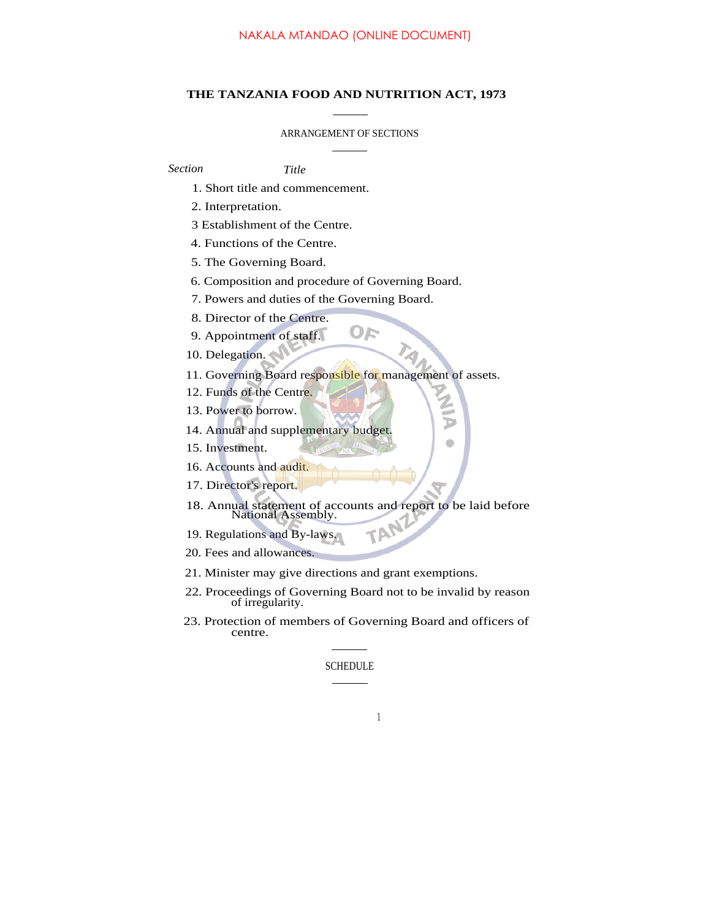NAKALA MTANDAO (ONLINE DOCUMENT)

# THE TANZANIA FOOD AND NUTRITION ACT, 1973

ARRANGEMENT OF SECTIONS

*Section* *Title*

1. Short title and commencement.
2. Interpretation.
3 Establishment of the Centre.
4. Functions of the Centre.
5. The Governing Board.
6. Composition and procedure of Governing Board.
7. Powers and duties of the Governing Board.
8. Director of the Centre.
9. Appointment of staff.
10. Delegation.
11. Governing Board responsible for management of assets.
12. Funds of the Centre.
13. Power to borrow.
14. Annual and supplementary budget.
15. Investment.
16. Accounts and audit.
17. Director's report.
18. Annual statement of accounts and report to be laid before National Assembly.
19. Regulations and By-laws.
20. Fees and allowances.
21. Minister may give directions and grant exemptions.
22. Proceedings of Governing Board not to be invalid by reason of irregularity.
23. Protection of members of Governing Board and officers of centre.

SCHEDULE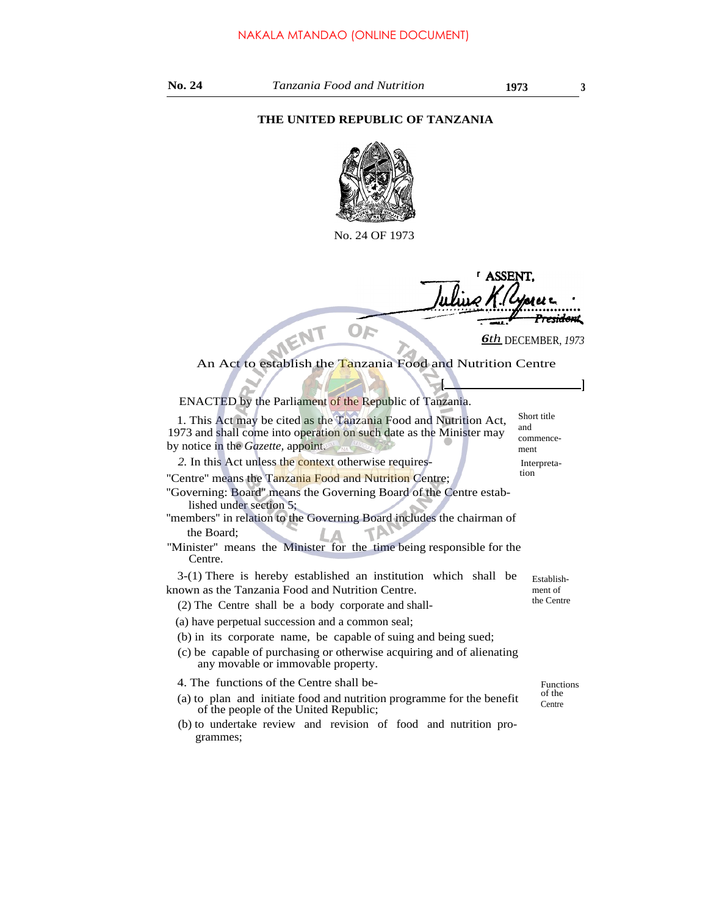THE UNITED REPUBLIC OF TANZANIA

No. 24 OF 1973

ASSENT,

Julius K. Nyerere
President

*6th* DECEMBER, *1973*

An Act to establish the Tanzania Food and Nutrition Centre

[                    ]

ENACTED by the Parliament of the Republic of Tanzania.

Short title and commencement

1. This Act may be cited as the Tanzania Food and Nutrition Act, 1973 and shall come into operation on such date as the Minister may by notice in the *Gazette*, appoint.

Interpretation

*2.* In this Act unless the context otherwise requires-

"Centre" means the Tanzania Food and Nutrition Centre;

"Governing: Board" means the Governing Board of the Centre established under section 5;

"members" in relation to the Governing Board includes the chairman of the Board;

"Minister" means the Minister for the time being responsible for the Centre.

Establishment of the Centre

3-(1) There is hereby established an institution which shall be known as the Tanzania Food and Nutrition Centre.

(2) The Centre shall be a body corporate and shall-

(a) have perpetual succession and a common seal;

(b) in its corporate name, be capable of suing and being sued;

(c) be capable of purchasing or otherwise acquiring and of alienating any movable or immovable property.

Functions of the Centre

4. The functions of the Centre shall be-

(a) to plan and initiate food and nutrition programme for the benefit of the people of the United Republic;

(b) to undertake review and revision of food and nutrition programmes;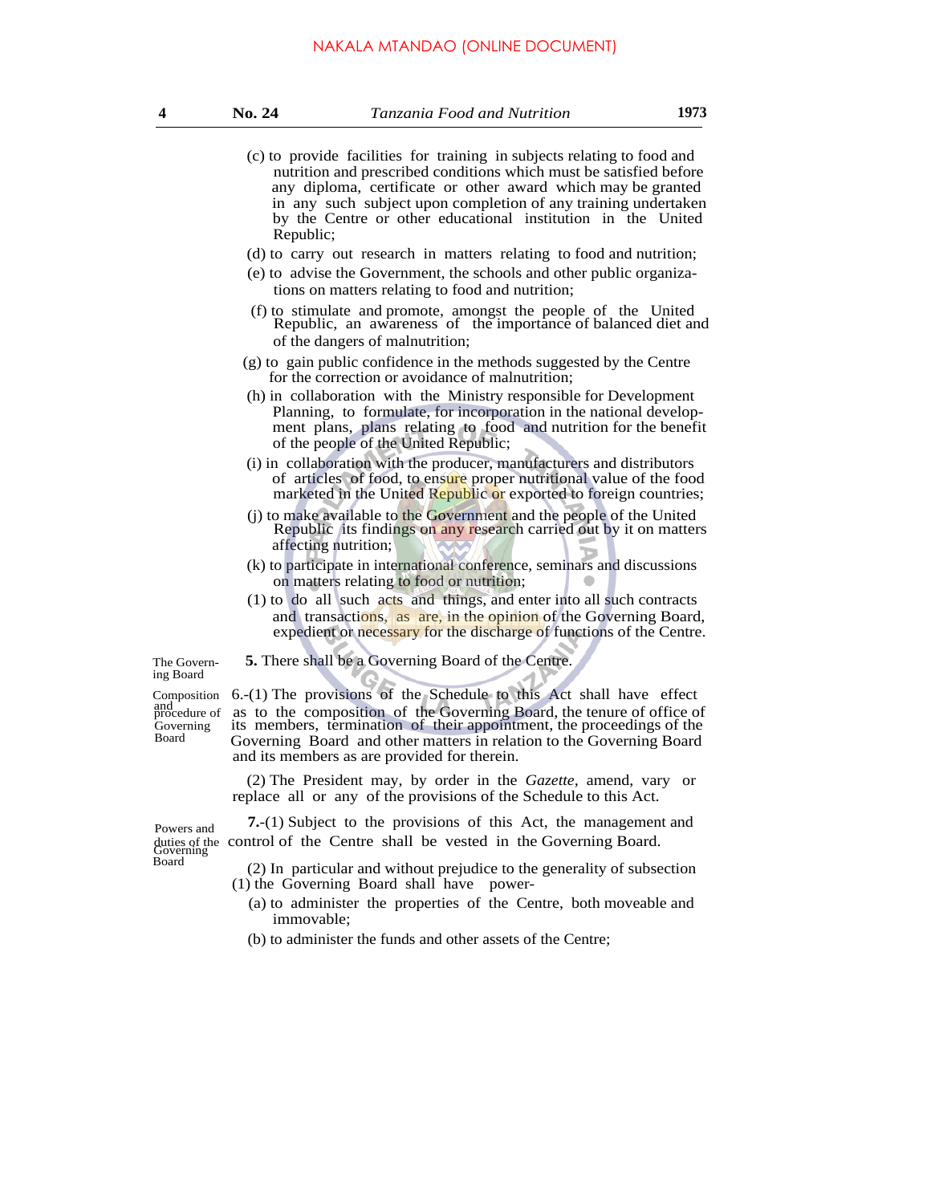(c) to provide facilities for training in subjects relating to food and nutrition and prescribed conditions which must be satisfied before any diploma, certificate or other award which may be granted in any such subject upon completion of any training undertaken by the Centre or other educational institution in the United Republic;

(d) to carry out research in matters relating to food and nutrition;

(e) to advise the Government, the schools and other public organizations on matters relating to food and nutrition;

(f) to stimulate and promote, amongst the people of the United Republic, an awareness of the importance of balanced diet and of the dangers of malnutrition;

(g) to gain public confidence in the methods suggested by the Centre for the correction or avoidance of malnutrition;

(h) in collaboration with the Ministry responsible for Development Planning, to formulate, for incorporation in the national development plans, plans relating to food and nutrition for the benefit of the people of the United Republic;

(i) in collaboration with the producer, manufacturers and distributors of articles of food, to ensure proper nutritional value of the food marketed in the United Republic or exported to foreign countries;

(j) to make available to the Government and the people of the United Republic its findings on any research carried out by it on matters affecting nutrition;

(k) to participate in international conference, seminars and discussions on matters relating to food or nutrition;

(l) to do all such acts and things, and enter into all such contracts and transactions, as are, in the opinion of the Governing Board, expedient or necessary for the discharge of functions of the Centre.

*The Governing Board*

**5.** There shall be a Governing Board of the Centre.

*Composition and procedure of Governing Board*

**6.**-(1) The provisions of the Schedule to this Act shall have effect as to the composition of the Governing Board, the tenure of office of its members, termination of their appointment, the proceedings of the Governing Board and other matters in relation to the Governing Board and its members as are provided for therein.

(2) The President may, by order in the *Gazette*, amend, vary or replace all or any of the provisions of the Schedule to this Act.

*Powers and duties of the Governing Board*

**7.**-(1) Subject to the provisions of this Act, the management and control of the Centre shall be vested in the Governing Board.

(2) In particular and without prejudice to the generality of subsection (1) the Governing Board shall have power-

(a) to administer the properties of the Centre, both moveable and immovable;

(b) to administer the funds and other assets of the Centre;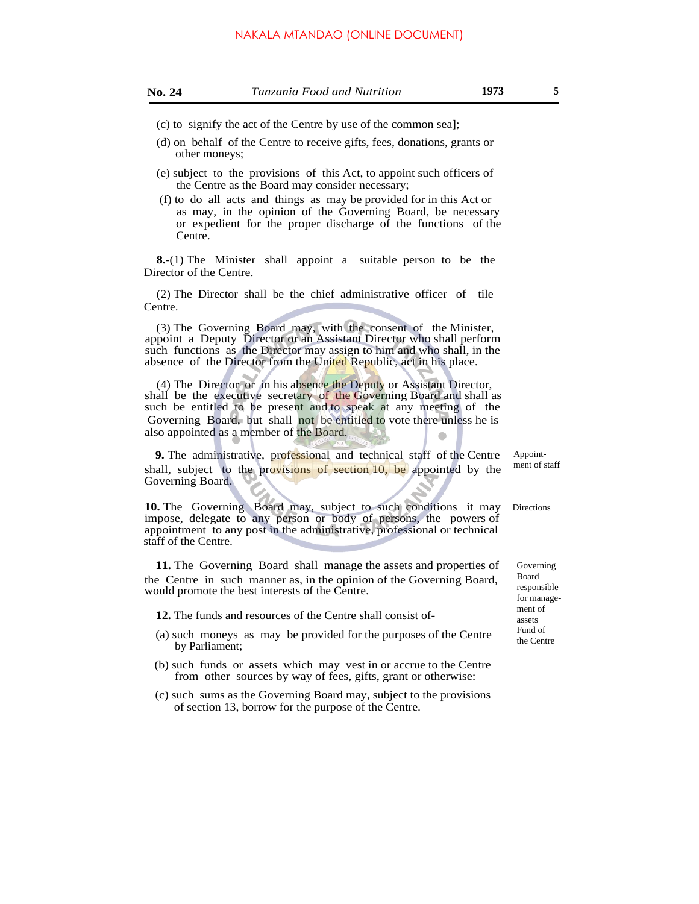(c) to signify the act of the Centre by use of the common sea];

(d) on behalf of the Centre to receive gifts, fees, donations, grants or other moneys;

(e) subject to the provisions of this Act, to appoint such officers of the Centre as the Board may consider necessary;

(f) to do all acts and things as may be provided for in this Act or as may, in the opinion of the Governing Board, be necessary or expedient for the proper discharge of the functions of the Centre.

**8.**-(1) The Minister shall appoint a suitable person to be the Director of the Centre.

(2) The Director shall be the chief administrative officer of tile Centre.

(3) The Governing Board may, with the consent of the Minister, appoint a Deputy Director or an Assistant Director who shall perform such functions as the Director may assign to him and who shall, in the absence of the Director from the United Republic, act in his place.

(4) The Director or in his absence the Deputy or Assistant Director, shall be the executive secretary of the Governing Board and shall as such be entitled to be present and to speak at any meeting of the Governing Board, but shall not be entitled to vote there unless he is also appointed as a member of the Board.

*Appointment of staff*

**9.** The administrative, professional and technical staff of the Centre shall, subject to the provisions of section 10, be appointed by the Governing Board.

*Directions*

**10.** The Governing Board may, subject to such conditions it may impose, delegate to any person or body of persons, the powers of appointment to any post in the administrative, professional or technical staff of the Centre.

*Governing Board responsible for management of assets*

**11.** The Governing Board shall manage the assets and properties of the Centre in such manner as, in the opinion of the Governing Board, would promote the best interests of the Centre.

*Fund of the Centre*

**12.** The funds and resources of the Centre shall consist of-

(a) such moneys as may be provided for the purposes of the Centre by Parliament;

(b) such funds or assets which may vest in or accrue to the Centre from other sources by way of fees, gifts, grant or otherwise:

(c) such sums as the Governing Board may, subject to the provisions of section 13, borrow for the purpose of the Centre.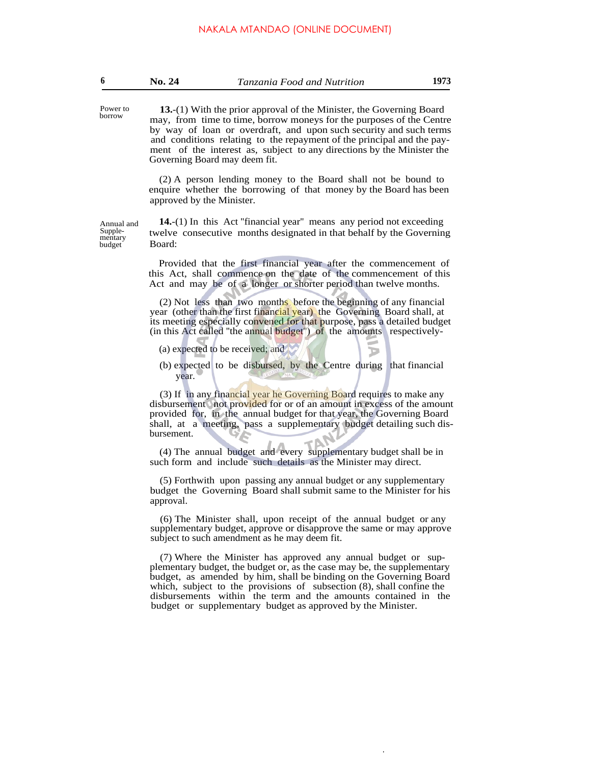**Power to borrow**

**13.**-(1) With the prior approval of the Minister, the Governing Board may, from time to time, borrow moneys for the purposes of the Centre by way of loan or overdraft, and upon such security and such terms and conditions relating to the repayment of the principal and the payment of the interest as, subject to any directions by the Minister the Governing Board may deem fit.

(2) A person lending money to the Board shall not be bound to enquire whether the borrowing of that money by the Board has been approved by the Minister.

**Annual and Supplementary budget**

**14.**-(1) In this Act "financial year" means any period not exceeding twelve consecutive months designated in that behalf by the Governing Board:

Provided that the first financial year after the commencement of this Act, shall commence on the date of the commencement of this Act and may be of a longer or shorter period than twelve months.

(2) Not less than two months before the beginning of any financial year (other than the first financial year) the Governing Board shall, at its meeting especially convened for that purpose, pass a detailed budget (in this Act called "the annual budget") of the amounts respectively-

(a) expected to be received; and

(b) expected to be disbursed, by the Centre during that financial year.

(3) If in any financial year he Governing Board requires to make any disbursement not provided for or of an amount in excess of the amount provided for, in the annual budget for that year, the Governing Board shall, at a meeting, pass a supplementary budget detailing such disbursement.

(4) The annual budget and every supplementary budget shall be in such form and include such details as the Minister may direct.

(5) Forthwith upon passing any annual budget or any supplementary budget the Governing Board shall submit same to the Minister for his approval.

(6) The Minister shall, upon receipt of the annual budget or any supplementary budget, approve or disapprove the same or may approve subject to such amendment as he may deem fit.

(7) Where the Minister has approved any annual budget or supplementary budget, the budget or, as the case may be, the supplementary budget, as amended by him, shall be binding on the Governing Board which, subject to the provisions of subsection (8), shall confine the disbursements within the term and the amounts contained in the budget or supplementary budget as approved by the Minister.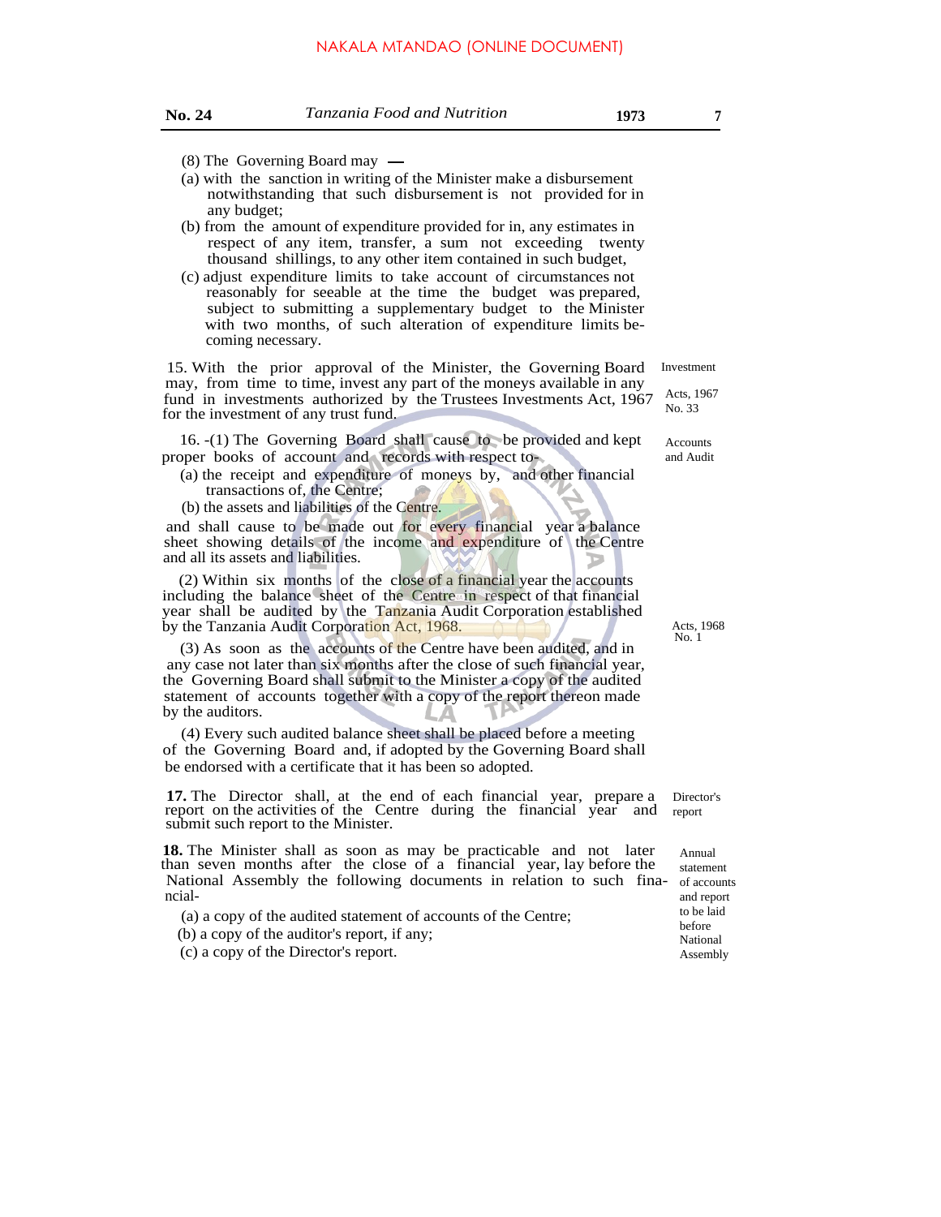(8) The Governing Board may —

(a) with the sanction in writing of the Minister make a disbursement notwithstanding that such disbursement is not provided for in any budget;

(b) from the amount of expenditure provided for in, any estimates in respect of any item, transfer, a sum not exceeding twenty thousand shillings, to any other item contained in such budget,

(c) adjust expenditure limits to take account of circumstances not reasonably for seeable at the time the budget was prepared, subject to submitting a supplementary budget to the Minister with two months, of such alteration of expenditure limits becoming necessary.

*Investment*

*Acts, 1967 No. 33*

15. With the prior approval of the Minister, the Governing Board may, from time to time, invest any part of the moneys available in any fund in investments authorized by the Trustees Investments Act, 1967 for the investment of any trust fund.

*Accounts and Audit*

16. -(1) The Governing Board shall cause to be provided and kept proper books of account and records with respect to-

(a) the receipt and expenditure of moneys by, and other financial transactions of, the Centre;

(b) the assets and liabilities of the Centre.

and shall cause to be made out for every financial year a balance sheet showing details of the income and expenditure of the Centre and all its assets and liabilities.

*Acts, 1968 No. 1*

(2) Within six months of the close of a financial year the accounts including the balance sheet of the Centre in respect of that financial year shall be audited by the Tanzania Audit Corporation established by the Tanzania Audit Corporation Act, 1968.

(3) As soon as the accounts of the Centre have been audited, and in any case not later than six months after the close of such financial year, the Governing Board shall submit to the Minister a copy of the audited statement of accounts together with a copy of the report thereon made by the auditors.

(4) Every such audited balance sheet shall be placed before a meeting of the Governing Board and, if adopted by the Governing Board shall be endorsed with a certificate that it has been so adopted.

*Director's report*

**17.** The Director shall, at the end of each financial year, prepare a report on the activities of the Centre during the financial year and submit such report to the Minister.

*Annual statement of accounts and report to be laid before National Assembly*

**18.** The Minister shall as soon as may be practicable and not later than seven months after the close of a financial year, lay before the National Assembly the following documents in relation to such financial-

(a) a copy of the audited statement of accounts of the Centre;

(b) a copy of the auditor's report, if any;

(c) a copy of the Director's report.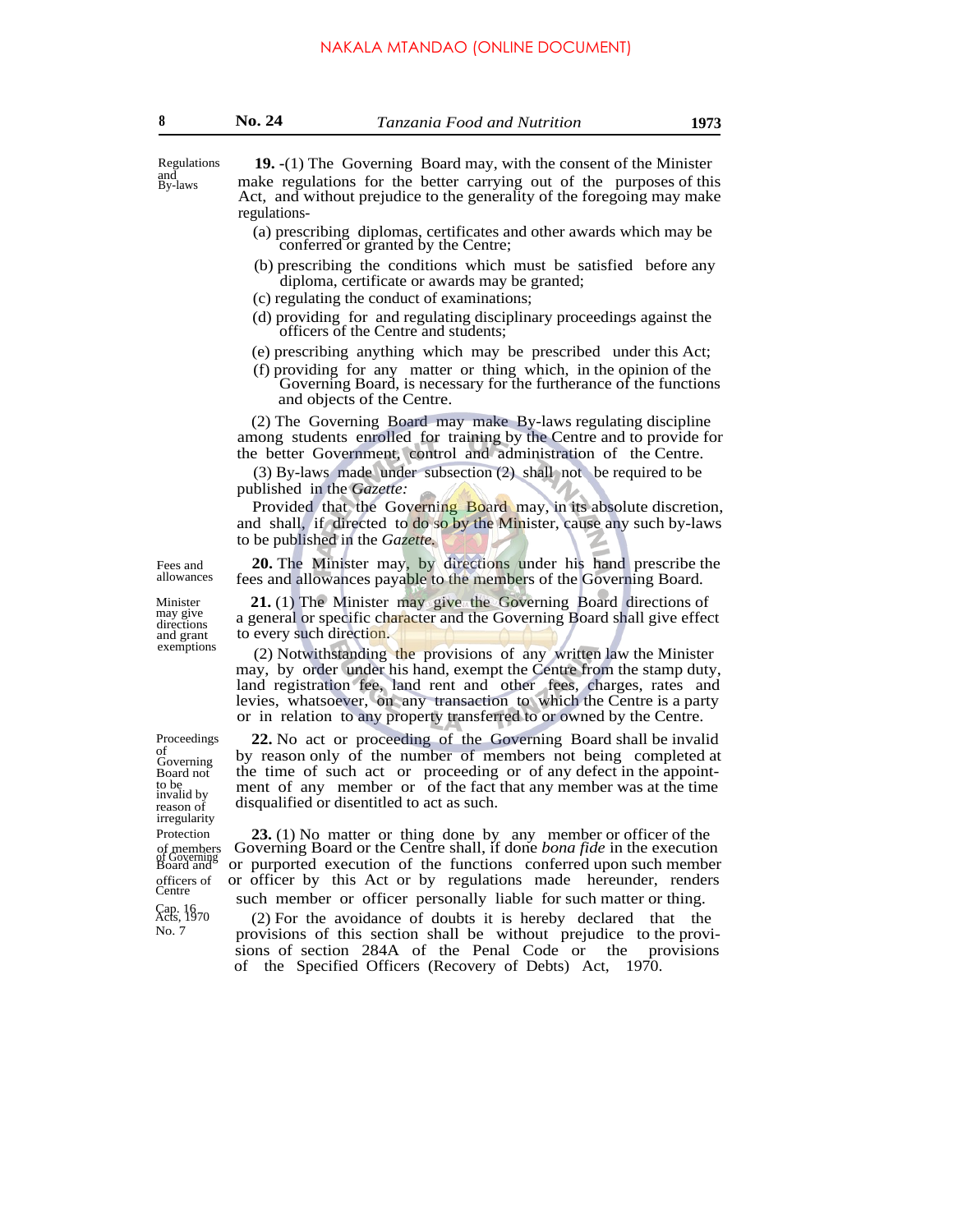Regulations and By-laws

**19.** -(1) The Governing Board may, with the consent of the Minister make regulations for the better carrying out of the purposes of this Act, and without prejudice to the generality of the foregoing may make regulations-

(a) prescribing diplomas, certificates and other awards which may be conferred or granted by the Centre;

(b) prescribing the conditions which must be satisfied before any diploma, certificate or awards may be granted;

(c) regulating the conduct of examinations;

(d) providing for and regulating disciplinary proceedings against the officers of the Centre and students;

(e) prescribing anything which may be prescribed under this Act;

(f) providing for any matter or thing which, in the opinion of the Governing Board, is necessary for the furtherance of the functions and objects of the Centre.

(2) The Governing Board may make By-laws regulating discipline among students enrolled for training by the Centre and to provide for the better Government, control and administration of the Centre.

(3) By-laws made under subsection (2) shall not be required to be published in the *Gazette:*

Provided that the Governing Board may, in its absolute discretion, and shall, if directed to do so by the Minister, cause any such by-laws to be published in the *Gazette.*

Fees and allowances

**20.** The Minister may, by directions under his hand prescribe the fees and allowances payable to the members of the Governing Board.

Minister may give directions and grant exemptions

**21.** (1) The Minister may give the Governing Board directions of a general or specific character and the Governing Board shall give effect to every such direction.

(2) Notwithstanding the provisions of any written law the Minister may, by order under his hand, exempt the Centre from the stamp duty, land registration fee, land rent and other fees, charges, rates and levies, whatsoever, on any transaction to which the Centre is a party or in relation to any property transferred to or owned by the Centre.

Proceedings of Governing Board not to be invalid by reason of irregularity

**22.** No act or proceeding of the Governing Board shall be invalid by reason only of the number of members not being completed at the time of such act or proceeding or of any defect in the appointment of any member or of the fact that any member was at the time disqualified or disentitled to act as such.

Protection of members of Governing Board and officers of Centre

**23.** (1) No matter or thing done by any member or officer of the Governing Board or the Centre shall, if done *bona fide* in the execution or purported execution of the functions conferred upon such member or officer by this Act or by regulations made hereunder, renders such member or officer personally liable for such matter or thing.

Cap. 16
Acts, 1970
No. 7

(2) For the avoidance of doubts it is hereby declared that the provisions of this section shall be without prejudice to the provisions of section 284A of the Penal Code or the provisions of the Specified Officers (Recovery of Debts) Act, 1970.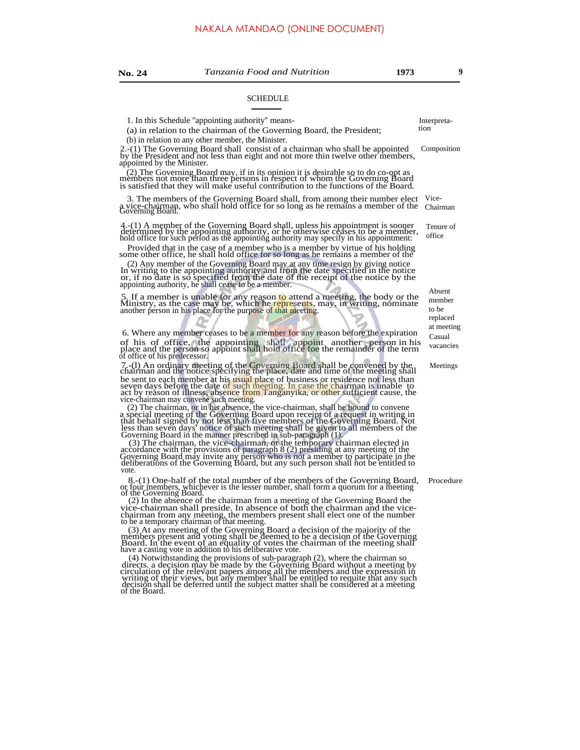NAKALA MTANDAO (ONLINE DOCUMENT)

## SCHEDULE

**Interpretation**

1. In this Schedule "appointing authority" means-

(a) in relation to the chairman of the Governing Board, the President;

(b) in relation to any other member, the Minister.

**Composition**

2.-(1) The Governing Board shall consist of a chairman who shall be appointed by the President and not less than eight and not more than twelve other members, appointed by the Minister.

(2) The Governing Board may, if in its opinion it is desirable so to do co-opt as members not more than three persons in respect of whom the Governing Board is satisfied that they will make useful contribution to the functions of the Board.

**Vice-Chairman**

3. The members of the Governing Board shall, from among their number elect a vice-chairman, who shall hold office for so long as he remains a member of the Governing Board.

**Tenure of office**

4.-(1) A member of the Governing Board shall, unless his appointment is sooner determined by the appointing authority, or he otherwise ceases to be a member, hold office for such period as the appointing authority may specify in his appointment:

Provided that in the case of a member who is a member by virtue of his holding some other office, he shall hold office for so long as he remains a member of the

(2) Any member of the Governing Board may at any time resign by giving notice In writing to the appointing authority and from the date specified in the notice or, if no date is so specified from the date of the receipt of the notice by the appointing authority, he shall cease to be a member.

**Absent member to be replaced at meeting**

5. If a member is unable for any reason to attend a meeting, the body or the Ministry, as the case may be, which he represents, may, in writing, nominate another person in his place for the purpose of that meeting.

**Casual vacancies**

6. Where any member ceases to be a member for any reason before the expiration of his of office, the appointing shall appoint another person in his place and the person so appoint shall hold office foe the remainder of the term of office of his predecessor.

**Meetings**

7.-(l) An ordinary meeting of the Governing Board shall be convened by the chairman and the notice specifying the place, date and time of the meeting shall be sent to each member at his usual place of business or residence not less than seven days before the date of such meeting. In case the chairman is unable to act by reason of illness, absence from Tanganyika, or other sufficient cause, the vice-chairman may convene such meeting.

(2) The chairman, or in his absence, the vice-chairman, shall be bound to convene a special meeting of the Governing Board upon receipt of a request in writing in that behalf signed by not less than five members of the Governing Board. Not less than seven days' notice of such meeting shall be given to all members of the Governing Board in the manner prescribed in sub-paragraph (1).

(3) The chairman, the vice-chairman, or the temporary chairman elected in accordance with the provisions of paragraph 8 (2) presiding at any meeting of the Governing Board may invite any person who is not a member to participate in the deliberations of the Governing Board, but any such person shall not be entitled to vote.

**Procedure**

8.-(1) One-half of the total number of the members of the Governing Board, or four members, whichever is the lesser number, shall form a quorum for a meeting of the Governing Board.

(2) In the absence of the chairman from a meeting of the Governing Board the vice-chairman shall preside. In absence of both the chairman and the vice-chairman from any meeting, the members present shall elect one of the number to be a temporary chairman of that meeting.

(3) At any meeting of the Governing Board a decision of the majority of the members present and voting shall be deemed to be a decision of the Governing Board. In the event of an equality of votes the chairman of the meeting shall have a casting vote in addition to his deliberative vote.

(4) Notwithstanding the provisions of sub-paragraph (2), where the chairman so directs. a decision may be made by the Governing Board without a meeting by circulation of the relevant papers among all the members and the expression in writing of their views, but any member shall be entitled to requite that any such decision shall be deferred until the subject matter shall be considered at a meeting of the Board.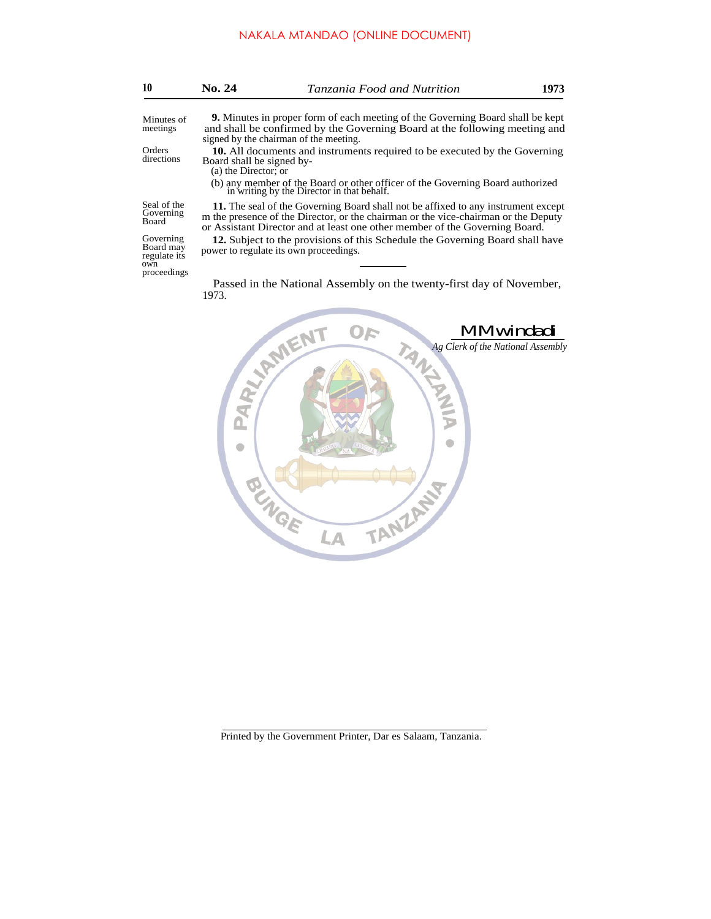**Minutes of meetings**

**9.** Minutes in proper form of each meeting of the Governing Board shall be kept and shall be confirmed by the Governing Board at the following meeting and signed by the chairman of the meeting.

**Orders directions**

**10.** All documents and instruments required to be executed by the Governing Board shall be signed by-

(a) the Director; or

(b) any member of the Board or other officer of the Governing Board authorized in writing by the Director in that behalf.

**Seal of the Governing Board**

**11.** The seal of the Governing Board shall not be affixed to any instrument except m the presence of the Director, or the chairman or the vice-chairman or the Deputy or Assistant Director and at least one other member of the Governing Board.

**Governing Board may regulate its own proceedings**

**12.** Subject to the provisions of this Schedule the Governing Board shall have power to regulate its own proceedings.

---

Passed in the National Assembly on the twenty-first day of November, 1973.

M Mwindadi

*Ag Clerk of the National Assembly*

Printed by the Government Printer, Dar es Salaam, Tanzania.